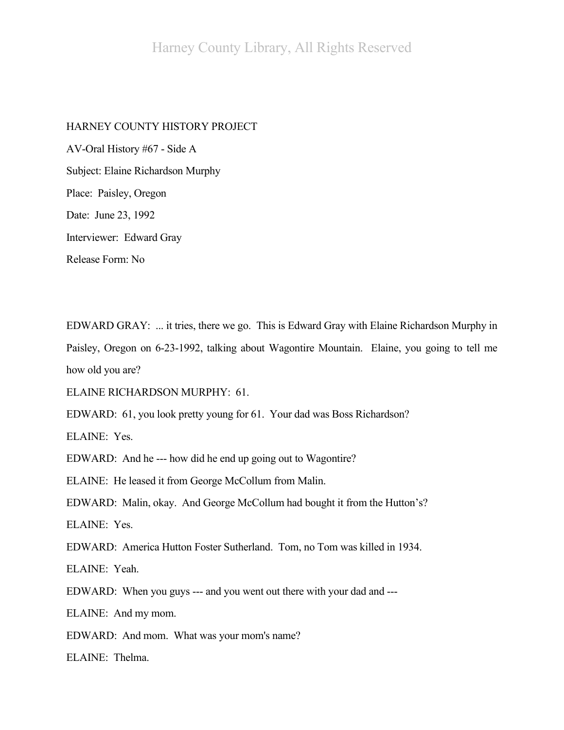HARNEY COUNTY HISTORY PROJECT

AV-Oral History #67 - Side A

Subject: Elaine Richardson Murphy

Place: Paisley, Oregon

Date: June 23, 1992

Interviewer: Edward Gray

Release Form: No

EDWARD GRAY: ... it tries, there we go. This is Edward Gray with Elaine Richardson Murphy in Paisley, Oregon on 6-23-1992, talking about Wagontire Mountain. Elaine, you going to tell me how old you are?

ELAINE RICHARDSON MURPHY: 61.

EDWARD: 61, you look pretty young for 61. Your dad was Boss Richardson?

ELAINE: Yes.

EDWARD: And he --- how did he end up going out to Wagontire?

ELAINE: He leased it from George McCollum from Malin.

EDWARD: Malin, okay. And George McCollum had bought it from the Hutton's?

ELAINE: Yes.

EDWARD: America Hutton Foster Sutherland. Tom, no Tom was killed in 1934.

ELAINE: Yeah.

EDWARD: When you guys --- and you went out there with your dad and ---

ELAINE: And my mom.

EDWARD: And mom. What was your mom's name?

ELAINE: Thelma.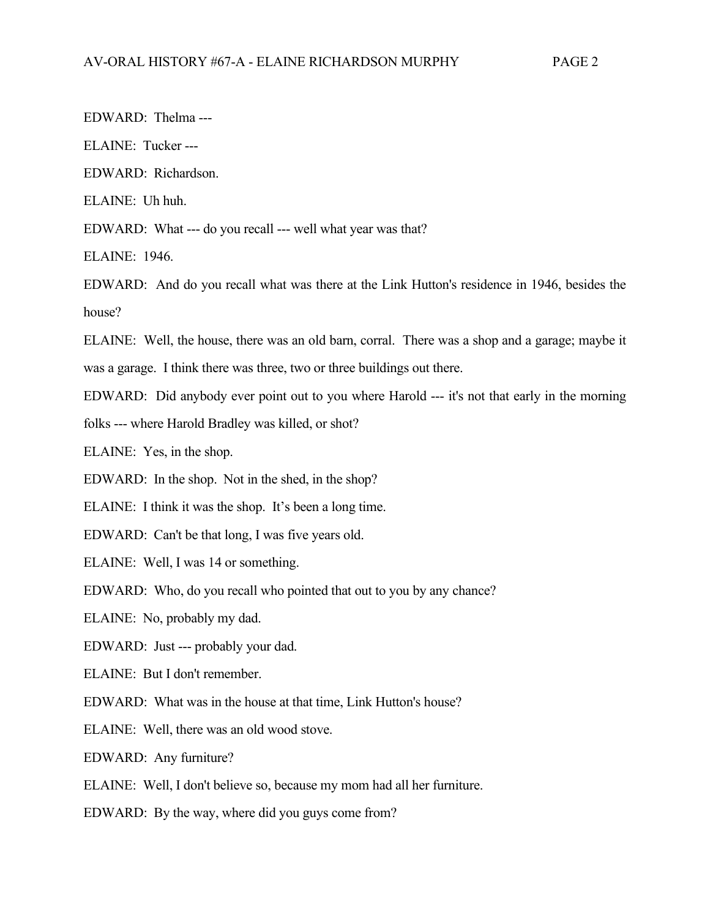EDWARD: Thelma ---

ELAINE: Tucker ---

EDWARD: Richardson.

ELAINE: Uh huh.

EDWARD: What --- do you recall --- well what year was that?

ELAINE: 1946.

EDWARD: And do you recall what was there at the Link Hutton's residence in 1946, besides the house?

ELAINE: Well, the house, there was an old barn, corral. There was a shop and a garage; maybe it was a garage. I think there was three, two or three buildings out there.

EDWARD: Did anybody ever point out to you where Harold --- it's not that early in the morning folks --- where Harold Bradley was killed, or shot?

ELAINE: Yes, in the shop.

EDWARD: In the shop. Not in the shed, in the shop?

ELAINE: I think it was the shop. It's been a long time.

EDWARD: Can't be that long, I was five years old.

ELAINE: Well, I was 14 or something.

EDWARD: Who, do you recall who pointed that out to you by any chance?

ELAINE: No, probably my dad.

EDWARD: Just --- probably your dad.

ELAINE: But I don't remember.

EDWARD: What was in the house at that time, Link Hutton's house?

ELAINE: Well, there was an old wood stove.

EDWARD: Any furniture?

ELAINE: Well, I don't believe so, because my mom had all her furniture.

EDWARD: By the way, where did you guys come from?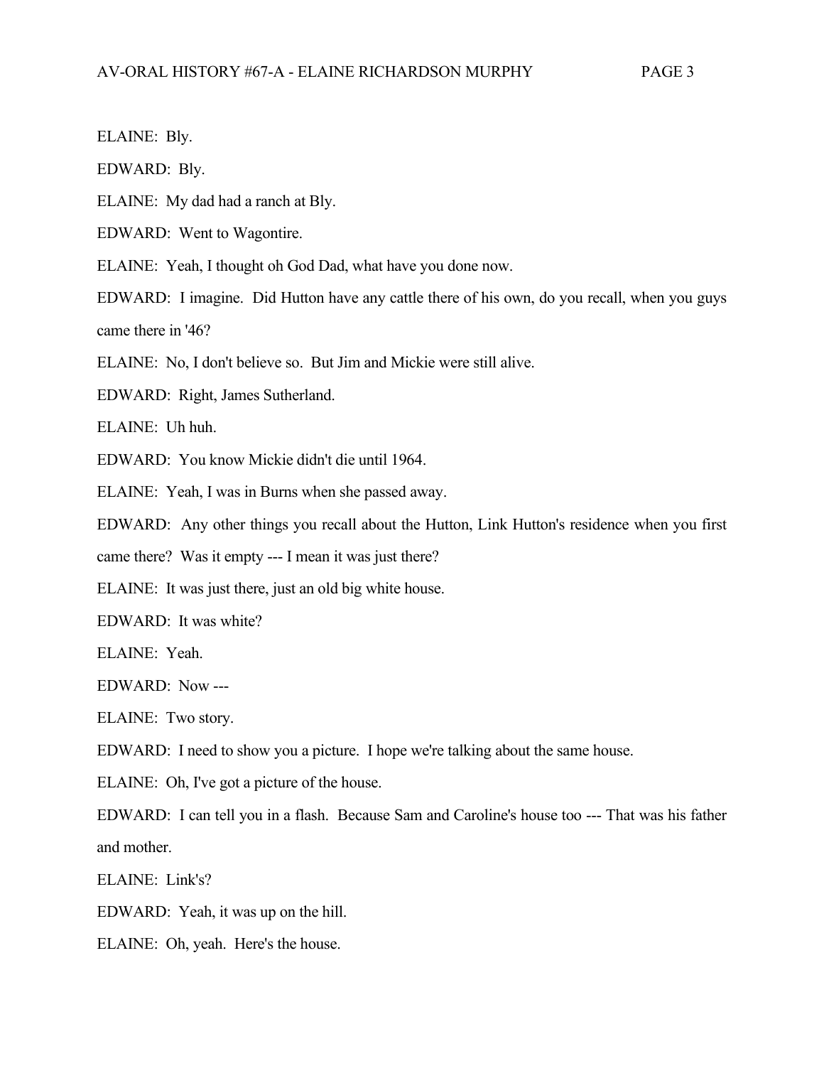ELAINE: Bly.

EDWARD: Bly.

ELAINE: My dad had a ranch at Bly.

EDWARD: Went to Wagontire.

ELAINE: Yeah, I thought oh God Dad, what have you done now.

EDWARD: I imagine. Did Hutton have any cattle there of his own, do you recall, when you guys came there in '46?

ELAINE: No, I don't believe so. But Jim and Mickie were still alive.

EDWARD: Right, James Sutherland.

ELAINE: Uh huh.

EDWARD: You know Mickie didn't die until 1964.

ELAINE: Yeah, I was in Burns when she passed away.

EDWARD: Any other things you recall about the Hutton, Link Hutton's residence when you first came there? Was it empty --- I mean it was just there?

ELAINE: It was just there, just an old big white house.

EDWARD: It was white?

ELAINE: Yeah.

EDWARD: Now ---

ELAINE: Two story.

EDWARD: I need to show you a picture. I hope we're talking about the same house.

ELAINE: Oh, I've got a picture of the house.

EDWARD: I can tell you in a flash. Because Sam and Caroline's house too --- That was his father and mother.

ELAINE: Link's?

EDWARD: Yeah, it was up on the hill.

ELAINE: Oh, yeah. Here's the house.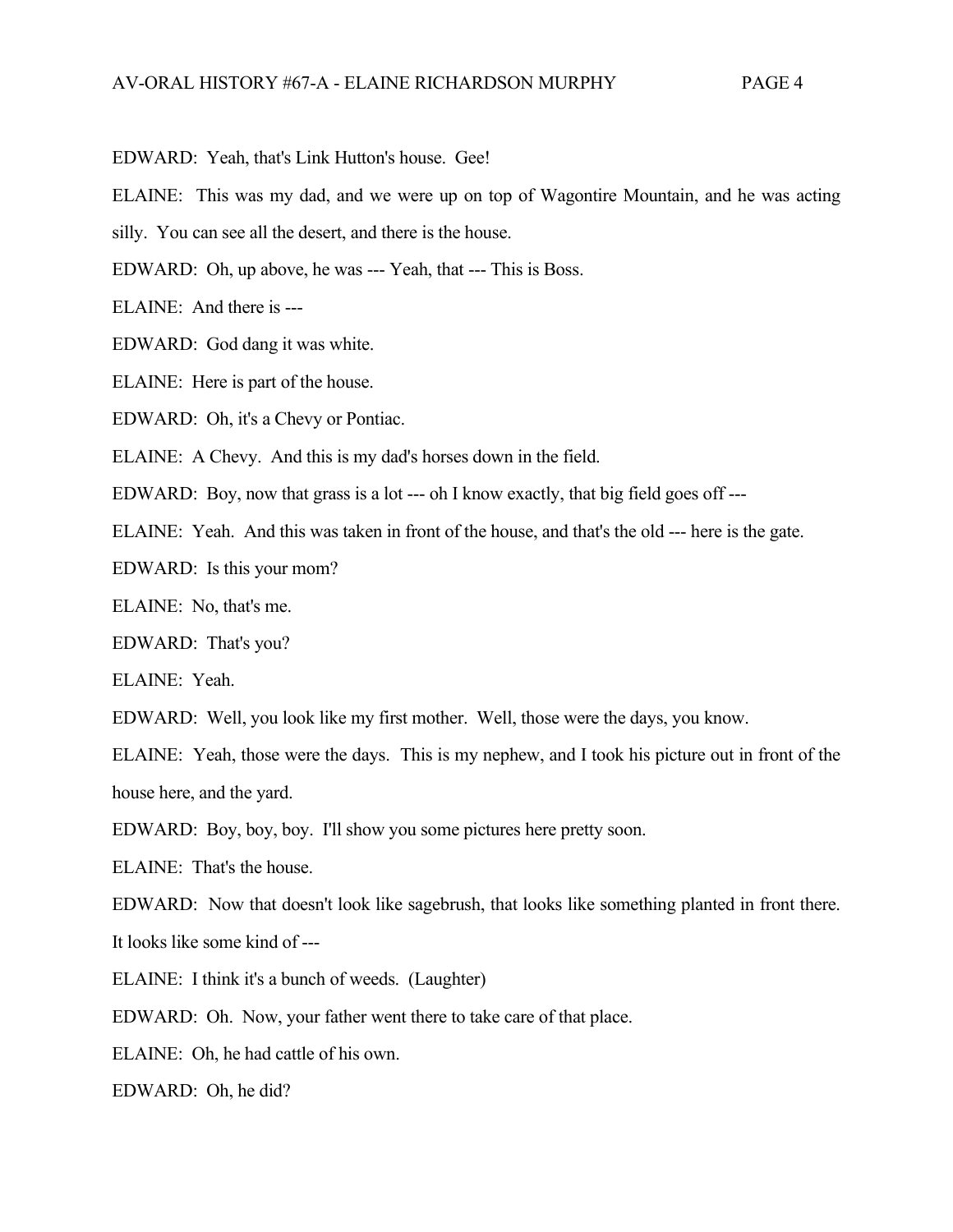EDWARD: Yeah, that's Link Hutton's house. Gee!

ELAINE: This was my dad, and we were up on top of Wagontire Mountain, and he was acting silly. You can see all the desert, and there is the house.

EDWARD: Oh, up above, he was --- Yeah, that --- This is Boss.

ELAINE: And there is ---

EDWARD: God dang it was white.

ELAINE: Here is part of the house.

EDWARD: Oh, it's a Chevy or Pontiac.

ELAINE: A Chevy. And this is my dad's horses down in the field.

EDWARD: Boy, now that grass is a lot --- oh I know exactly, that big field goes off ---

ELAINE: Yeah. And this was taken in front of the house, and that's the old --- here is the gate.

EDWARD: Is this your mom?

ELAINE: No, that's me.

EDWARD: That's you?

ELAINE: Yeah.

EDWARD: Well, you look like my first mother. Well, those were the days, you know.

ELAINE: Yeah, those were the days. This is my nephew, and I took his picture out in front of the house here, and the yard.

EDWARD: Boy, boy, boy. I'll show you some pictures here pretty soon.

ELAINE: That's the house.

EDWARD: Now that doesn't look like sagebrush, that looks like something planted in front there. It looks like some kind of ---

ELAINE: I think it's a bunch of weeds. (Laughter)

EDWARD: Oh. Now, your father went there to take care of that place.

ELAINE: Oh, he had cattle of his own.

EDWARD: Oh, he did?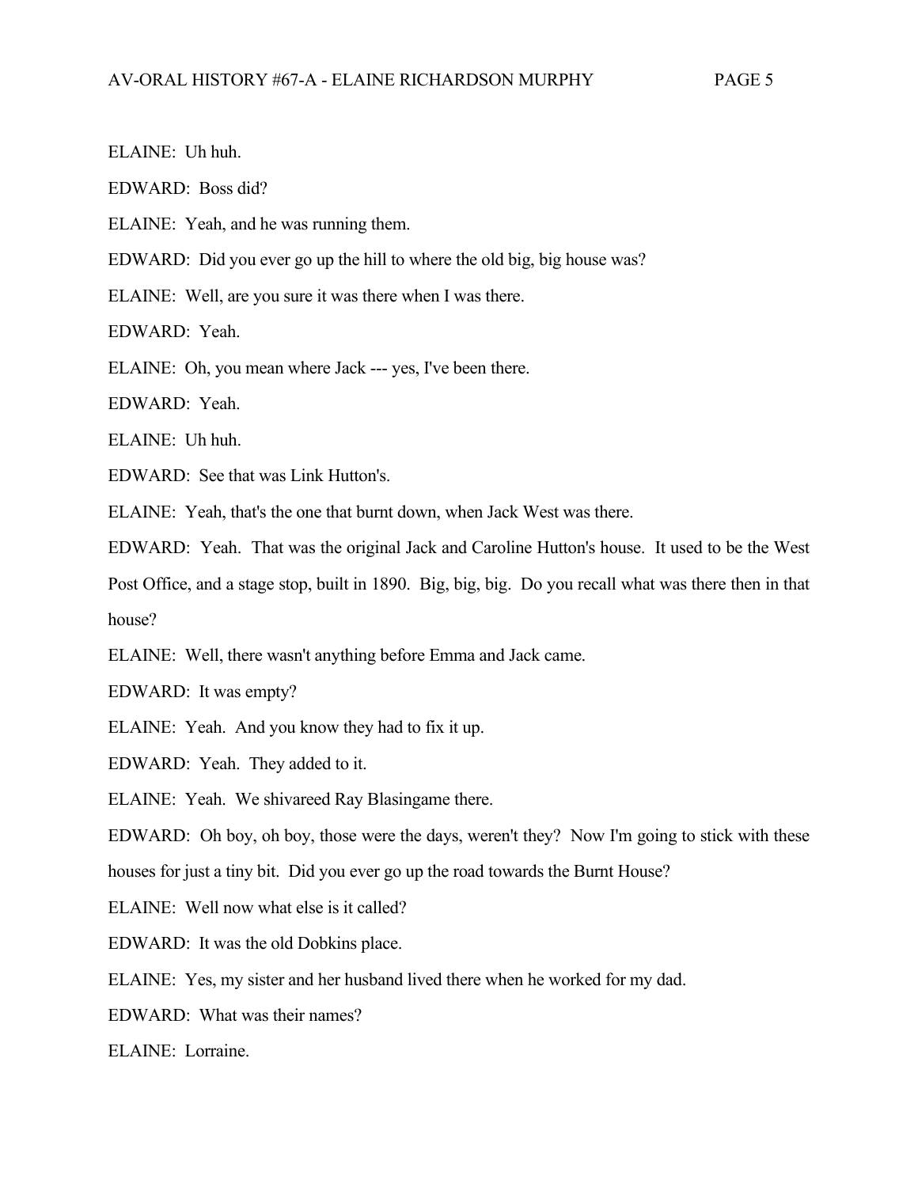ELAINE: Uh huh.

EDWARD: Boss did?

ELAINE: Yeah, and he was running them.

EDWARD: Did you ever go up the hill to where the old big, big house was?

ELAINE: Well, are you sure it was there when I was there.

EDWARD: Yeah.

ELAINE: Oh, you mean where Jack --- yes, I've been there.

EDWARD: Yeah.

ELAINE: Uh huh.

EDWARD: See that was Link Hutton's.

ELAINE: Yeah, that's the one that burnt down, when Jack West was there.

EDWARD: Yeah. That was the original Jack and Caroline Hutton's house. It used to be the West Post Office, and a stage stop, built in 1890. Big, big, big. Do you recall what was there then in that house?

ELAINE: Well, there wasn't anything before Emma and Jack came.

EDWARD: It was empty?

ELAINE: Yeah. And you know they had to fix it up.

EDWARD: Yeah. They added to it.

ELAINE: Yeah. We shivareed Ray Blasingame there.

EDWARD: Oh boy, oh boy, those were the days, weren't they? Now I'm going to stick with these houses for just a tiny bit. Did you ever go up the road towards the Burnt House?

ELAINE: Well now what else is it called?

EDWARD: It was the old Dobkins place.

ELAINE: Yes, my sister and her husband lived there when he worked for my dad.

EDWARD: What was their names?

ELAINE: Lorraine.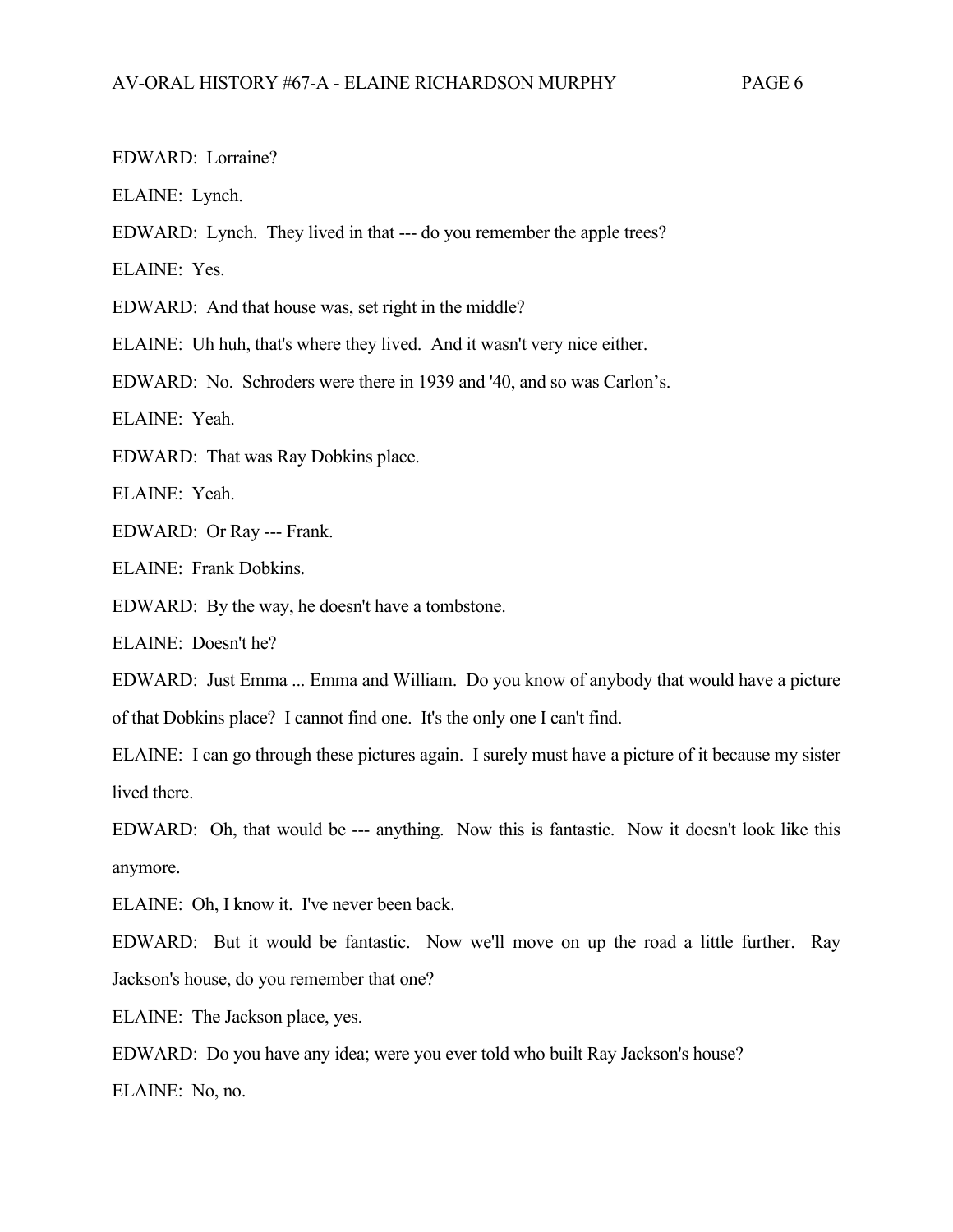EDWARD: Lorraine?

ELAINE: Lynch.

EDWARD: Lynch. They lived in that --- do you remember the apple trees?

ELAINE: Yes.

EDWARD: And that house was, set right in the middle?

ELAINE: Uh huh, that's where they lived. And it wasn't very nice either.

EDWARD: No. Schroders were there in 1939 and '40, and so was Carlon's.

ELAINE: Yeah.

EDWARD: That was Ray Dobkins place.

ELAINE: Yeah.

EDWARD: Or Ray --- Frank.

ELAINE: Frank Dobkins.

EDWARD: By the way, he doesn't have a tombstone.

ELAINE: Doesn't he?

EDWARD: Just Emma ... Emma and William. Do you know of anybody that would have a picture of that Dobkins place? I cannot find one. It's the only one I can't find.

ELAINE: I can go through these pictures again. I surely must have a picture of it because my sister lived there.

EDWARD: Oh, that would be --- anything. Now this is fantastic. Now it doesn't look like this anymore.

ELAINE: Oh, I know it. I've never been back.

EDWARD: But it would be fantastic. Now we'll move on up the road a little further. Ray Jackson's house, do you remember that one?

ELAINE: The Jackson place, yes.

EDWARD: Do you have any idea; were you ever told who built Ray Jackson's house?

ELAINE: No, no.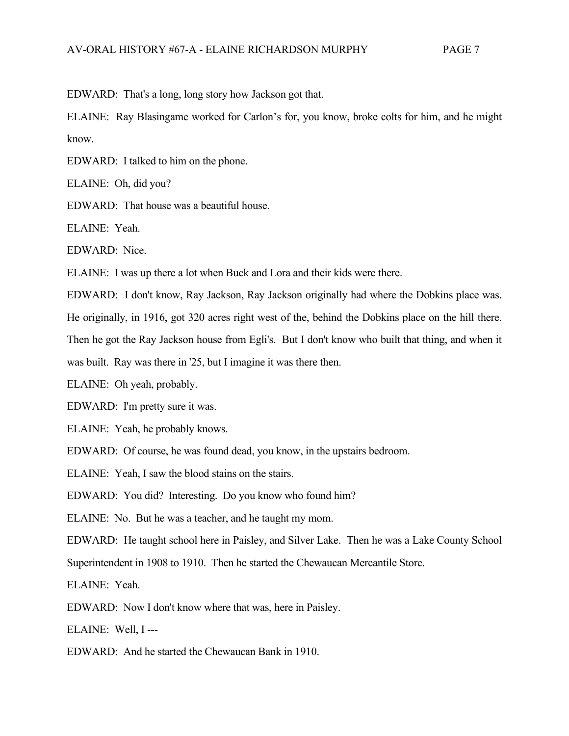EDWARD: That's a long, long story how Jackson got that.

ELAINE: Ray Blasingame worked for Carlon's for, you know, broke colts for him, and he might know.

EDWARD: I talked to him on the phone.

ELAINE: Oh, did you?

EDWARD: That house was a beautiful house.

ELAINE: Yeah.

EDWARD: Nice.

ELAINE: I was up there a lot when Buck and Lora and their kids were there.

EDWARD: I don't know, Ray Jackson, Ray Jackson originally had where the Dobkins place was. He originally, in 1916, got 320 acres right west of the, behind the Dobkins place on the hill there. Then he got the Ray Jackson house from Egli's. But I don't know who built that thing, and when it was built. Ray was there in '25, but I imagine it was there then.

ELAINE: Oh yeah, probably.

EDWARD: I'm pretty sure it was.

ELAINE: Yeah, he probably knows.

EDWARD: Of course, he was found dead, you know, in the upstairs bedroom.

ELAINE: Yeah, I saw the blood stains on the stairs.

EDWARD: You did? Interesting. Do you know who found him?

ELAINE: No. But he was a teacher, and he taught my mom.

EDWARD: He taught school here in Paisley, and Silver Lake. Then he was a Lake County School Superintendent in 1908 to 1910. Then he started the Chewaucan Mercantile Store.

ELAINE: Yeah.

EDWARD: Now I don't know where that was, here in Paisley.

ELAINE: Well, I ---

EDWARD: And he started the Chewaucan Bank in 1910.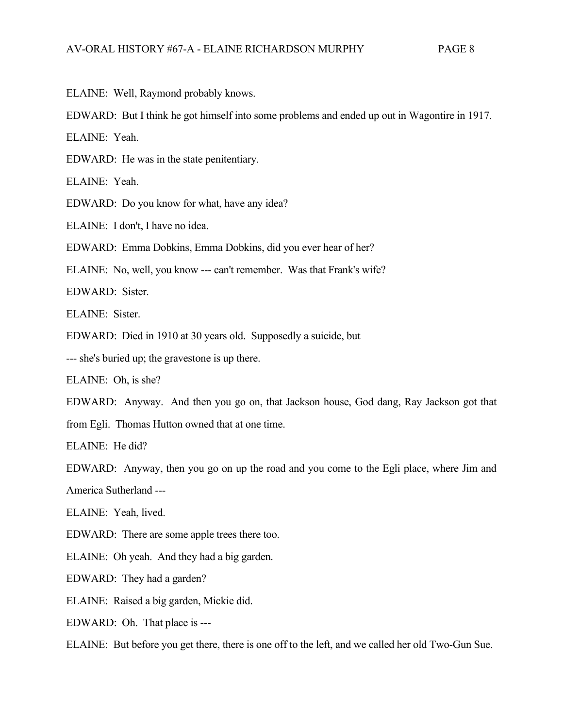ELAINE: Well, Raymond probably knows.

EDWARD: But I think he got himself into some problems and ended up out in Wagontire in 1917.

ELAINE: Yeah.

EDWARD: He was in the state penitentiary.

ELAINE: Yeah.

EDWARD: Do you know for what, have any idea?

ELAINE: I don't, I have no idea.

EDWARD: Emma Dobkins, Emma Dobkins, did you ever hear of her?

ELAINE: No, well, you know --- can't remember. Was that Frank's wife?

EDWARD: Sister.

ELAINE: Sister.

EDWARD: Died in 1910 at 30 years old. Supposedly a suicide, but --- she's buried up; the gravestone is up there.

ELAINE: Oh, is she?

EDWARD: Anyway. And then you go on, that Jackson house, God dang, Ray Jackson got that from Egli. Thomas Hutton owned that at one time.

ELAINE: He did?

EDWARD: Anyway, then you go on up the road and you come to the Egli place, where Jim and America Sutherland ---

ELAINE: Yeah, lived.

EDWARD: There are some apple trees there too.

ELAINE: Oh yeah. And they had a big garden.

EDWARD: They had a garden?

ELAINE: Raised a big garden, Mickie did.

EDWARD: Oh. That place is ---

ELAINE: But before you get there, there is one off to the left, and we called her old Two-Gun Sue.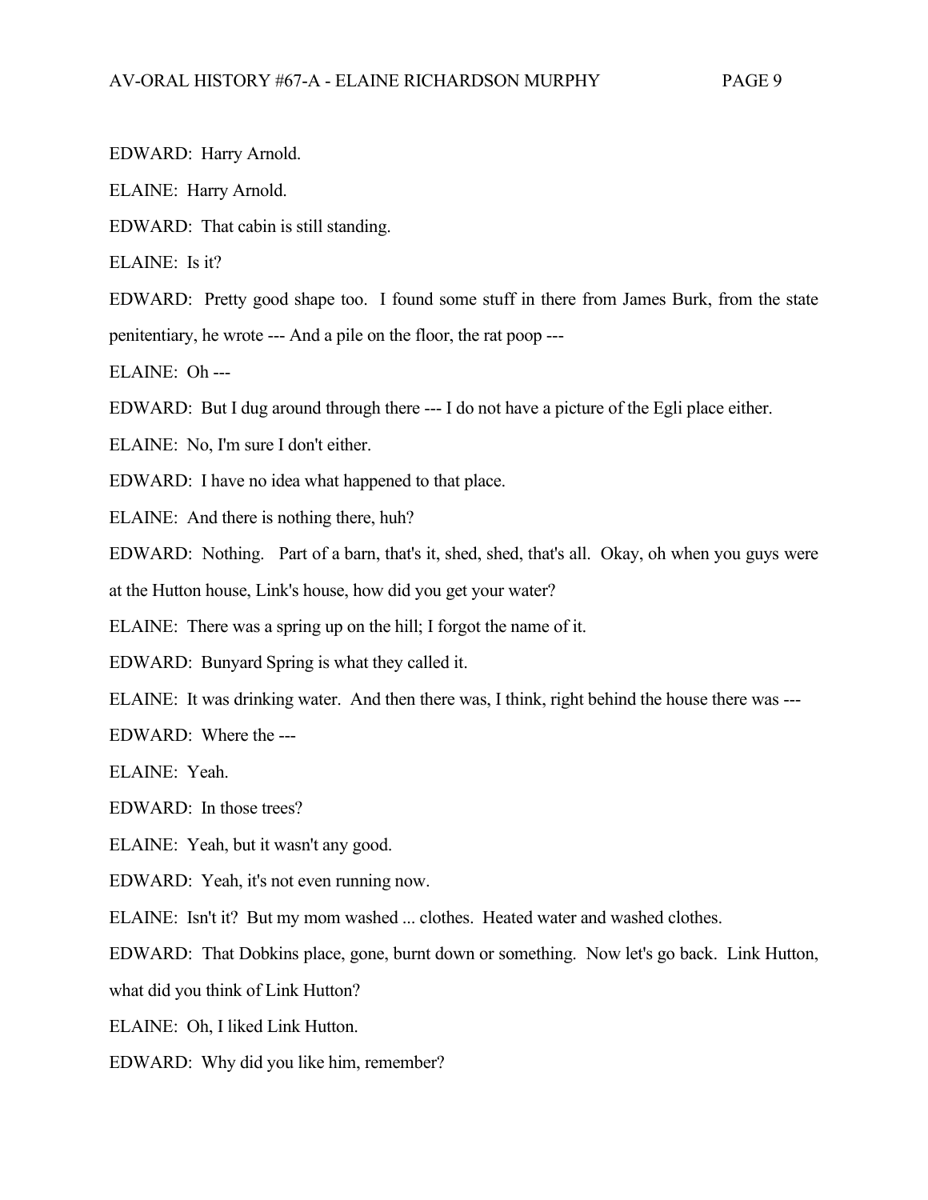EDWARD: Harry Arnold.

ELAINE: Harry Arnold.

EDWARD: That cabin is still standing.

ELAINE: Is it?

EDWARD: Pretty good shape too. I found some stuff in there from James Burk, from the state penitentiary, he wrote --- And a pile on the floor, the rat poop ---

ELAINE: Oh ---

EDWARD: But I dug around through there --- I do not have a picture of the Egli place either.

ELAINE: No, I'm sure I don't either.

EDWARD: I have no idea what happened to that place.

ELAINE: And there is nothing there, huh?

EDWARD: Nothing. Part of a barn, that's it, shed, shed, that's all. Okay, oh when you guys were at the Hutton house, Link's house, how did you get your water?

ELAINE: There was a spring up on the hill; I forgot the name of it.

EDWARD: Bunyard Spring is what they called it.

ELAINE: It was drinking water. And then there was, I think, right behind the house there was ---

EDWARD: Where the ---

ELAINE: Yeah.

EDWARD: In those trees?

ELAINE: Yeah, but it wasn't any good.

EDWARD: Yeah, it's not even running now.

ELAINE: Isn't it? But my mom washed ... clothes. Heated water and washed clothes.

EDWARD: That Dobkins place, gone, burnt down or something. Now let's go back. Link Hutton, what did you think of Link Hutton?

ELAINE: Oh, I liked Link Hutton.

EDWARD: Why did you like him, remember?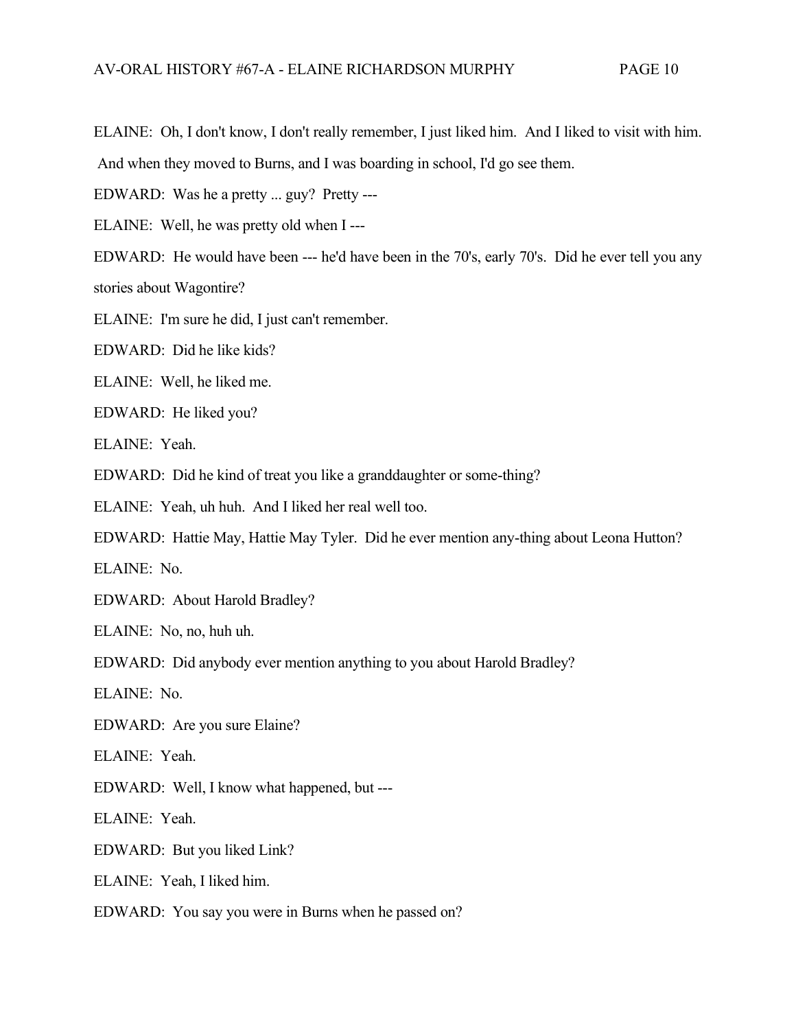ELAINE: Oh, I don't know, I don't really remember, I just liked him. And I liked to visit with him. And when they moved to Burns, and I was boarding in school, I'd go see them.

EDWARD: Was he a pretty ... guy? Pretty ---

ELAINE: Well, he was pretty old when I ---

EDWARD: He would have been --- he'd have been in the 70's, early 70's. Did he ever tell you any stories about Wagontire?

ELAINE: I'm sure he did, I just can't remember.

EDWARD: Did he like kids?

ELAINE: Well, he liked me.

EDWARD: He liked you?

ELAINE: Yeah.

EDWARD: Did he kind of treat you like a granddaughter or some-thing?

ELAINE: Yeah, uh huh. And I liked her real well too.

EDWARD: Hattie May, Hattie May Tyler. Did he ever mention any-thing about Leona Hutton?

ELAINE: No.

EDWARD: About Harold Bradley?

ELAINE: No, no, huh uh.

EDWARD: Did anybody ever mention anything to you about Harold Bradley?

ELAINE: No.

EDWARD: Are you sure Elaine?

ELAINE: Yeah.

EDWARD: Well, I know what happened, but ---

ELAINE: Yeah.

EDWARD: But you liked Link?

ELAINE: Yeah, I liked him.

EDWARD: You say you were in Burns when he passed on?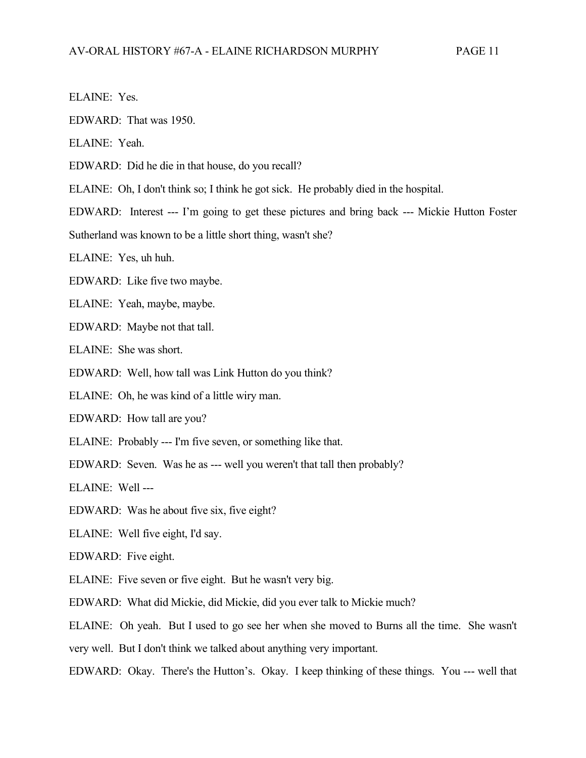ELAINE: Yes.

EDWARD: That was 1950.

ELAINE: Yeah.

EDWARD: Did he die in that house, do you recall?

ELAINE: Oh, I don't think so; I think he got sick. He probably died in the hospital.

EDWARD: Interest --- I'm going to get these pictures and bring back --- Mickie Hutton Foster Sutherland was known to be a little short thing, wasn't she?

ELAINE: Yes, uh huh.

EDWARD: Like five two maybe.

ELAINE: Yeah, maybe, maybe.

EDWARD: Maybe not that tall.

ELAINE: She was short.

EDWARD: Well, how tall was Link Hutton do you think?

ELAINE: Oh, he was kind of a little wiry man.

EDWARD: How tall are you?

ELAINE: Probably --- I'm five seven, or something like that.

EDWARD: Seven. Was he as --- well you weren't that tall then probably?

ELAINE: Well ---

EDWARD: Was he about five six, five eight?

ELAINE: Well five eight, I'd say.

EDWARD: Five eight.

ELAINE: Five seven or five eight. But he wasn't very big.

EDWARD: What did Mickie, did Mickie, did you ever talk to Mickie much?

ELAINE: Oh yeah. But I used to go see her when she moved to Burns all the time. She wasn't very well. But I don't think we talked about anything very important.

EDWARD: Okay. There's the Hutton's. Okay. I keep thinking of these things. You --- well that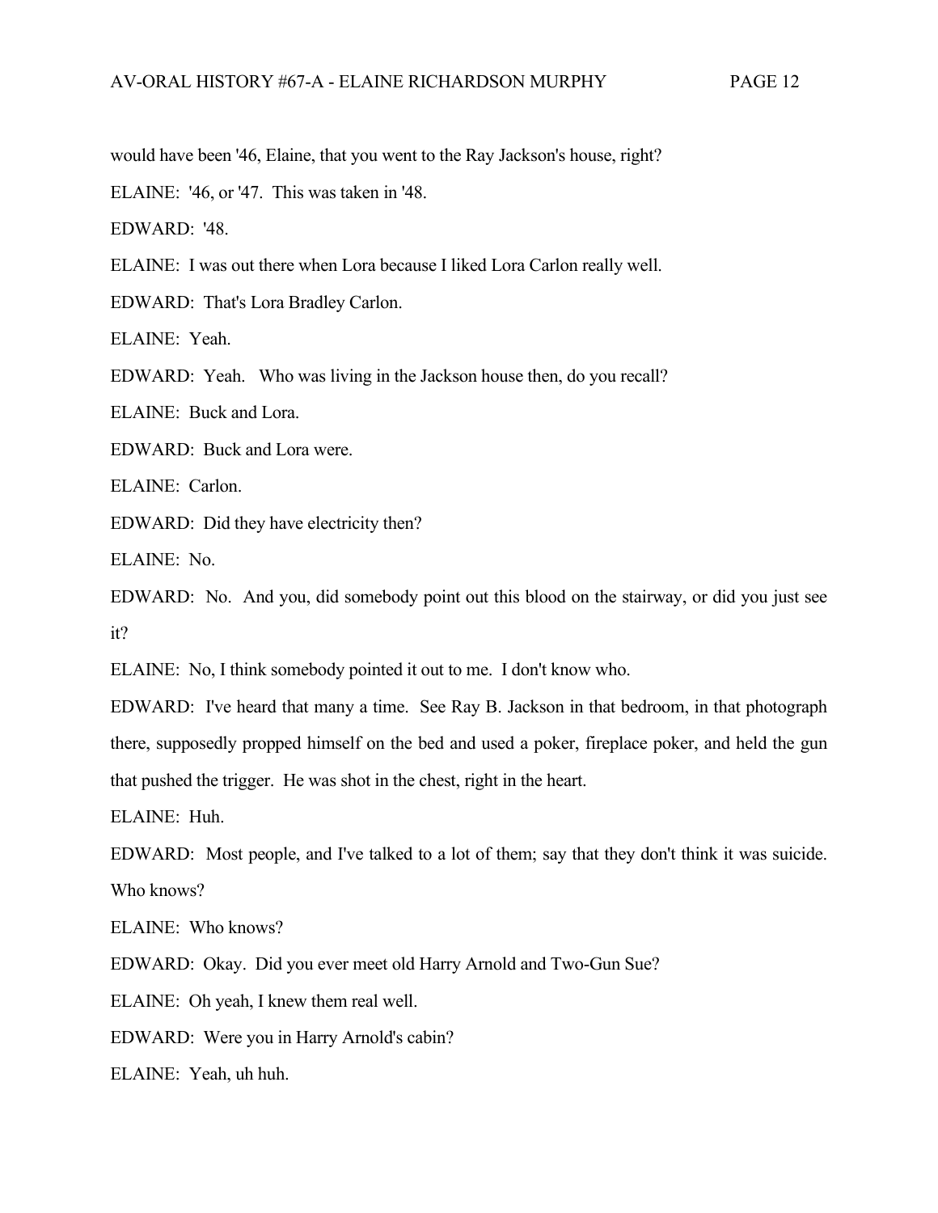would have been '46, Elaine, that you went to the Ray Jackson's house, right?

ELAINE: '46, or '47. This was taken in '48.

EDWARD: '48.

ELAINE: I was out there when Lora because I liked Lora Carlon really well.

EDWARD: That's Lora Bradley Carlon.

ELAINE: Yeah.

EDWARD: Yeah. Who was living in the Jackson house then, do you recall?

ELAINE: Buck and Lora.

EDWARD: Buck and Lora were.

ELAINE: Carlon.

EDWARD: Did they have electricity then?

ELAINE: No.

EDWARD: No. And you, did somebody point out this blood on the stairway, or did you just see it?

ELAINE: No, I think somebody pointed it out to me. I don't know who.

EDWARD: I've heard that many a time. See Ray B. Jackson in that bedroom, in that photograph there, supposedly propped himself on the bed and used a poker, fireplace poker, and held the gun that pushed the trigger. He was shot in the chest, right in the heart.

ELAINE: Huh.

EDWARD: Most people, and I've talked to a lot of them; say that they don't think it was suicide. Who knows?

ELAINE: Who knows?

EDWARD: Okay. Did you ever meet old Harry Arnold and Two-Gun Sue?

ELAINE: Oh yeah, I knew them real well.

EDWARD: Were you in Harry Arnold's cabin?

ELAINE: Yeah, uh huh.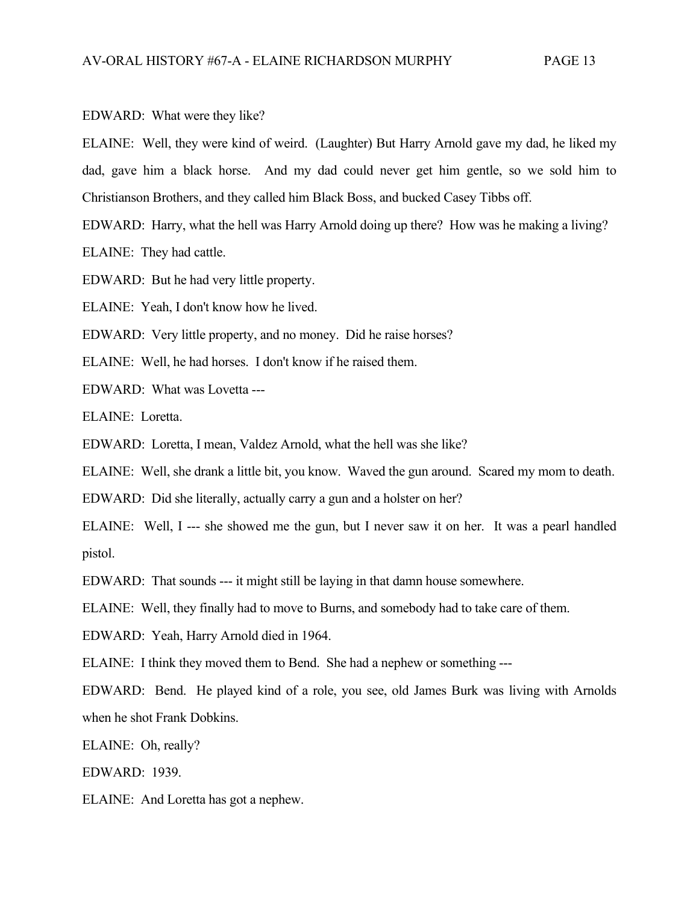EDWARD: What were they like?

ELAINE: Well, they were kind of weird. (Laughter) But Harry Arnold gave my dad, he liked my dad, gave him a black horse. And my dad could never get him gentle, so we sold him to Christianson Brothers, and they called him Black Boss, and bucked Casey Tibbs off.

EDWARD: Harry, what the hell was Harry Arnold doing up there? How was he making a living?

ELAINE: They had cattle.

EDWARD: But he had very little property.

ELAINE: Yeah, I don't know how he lived.

EDWARD: Very little property, and no money. Did he raise horses?

ELAINE: Well, he had horses. I don't know if he raised them.

EDWARD: What was Lovetta ---

ELAINE: Loretta.

EDWARD: Loretta, I mean, Valdez Arnold, what the hell was she like?

ELAINE: Well, she drank a little bit, you know. Waved the gun around. Scared my mom to death.

EDWARD: Did she literally, actually carry a gun and a holster on her?

ELAINE: Well, I --- she showed me the gun, but I never saw it on her. It was a pearl handled pistol.

EDWARD: That sounds --- it might still be laying in that damn house somewhere.

ELAINE: Well, they finally had to move to Burns, and somebody had to take care of them.

EDWARD: Yeah, Harry Arnold died in 1964.

ELAINE: I think they moved them to Bend. She had a nephew or something ---

EDWARD: Bend. He played kind of a role, you see, old James Burk was living with Arnolds when he shot Frank Dobkins.

ELAINE: Oh, really?

EDWARD: 1939.

ELAINE: And Loretta has got a nephew.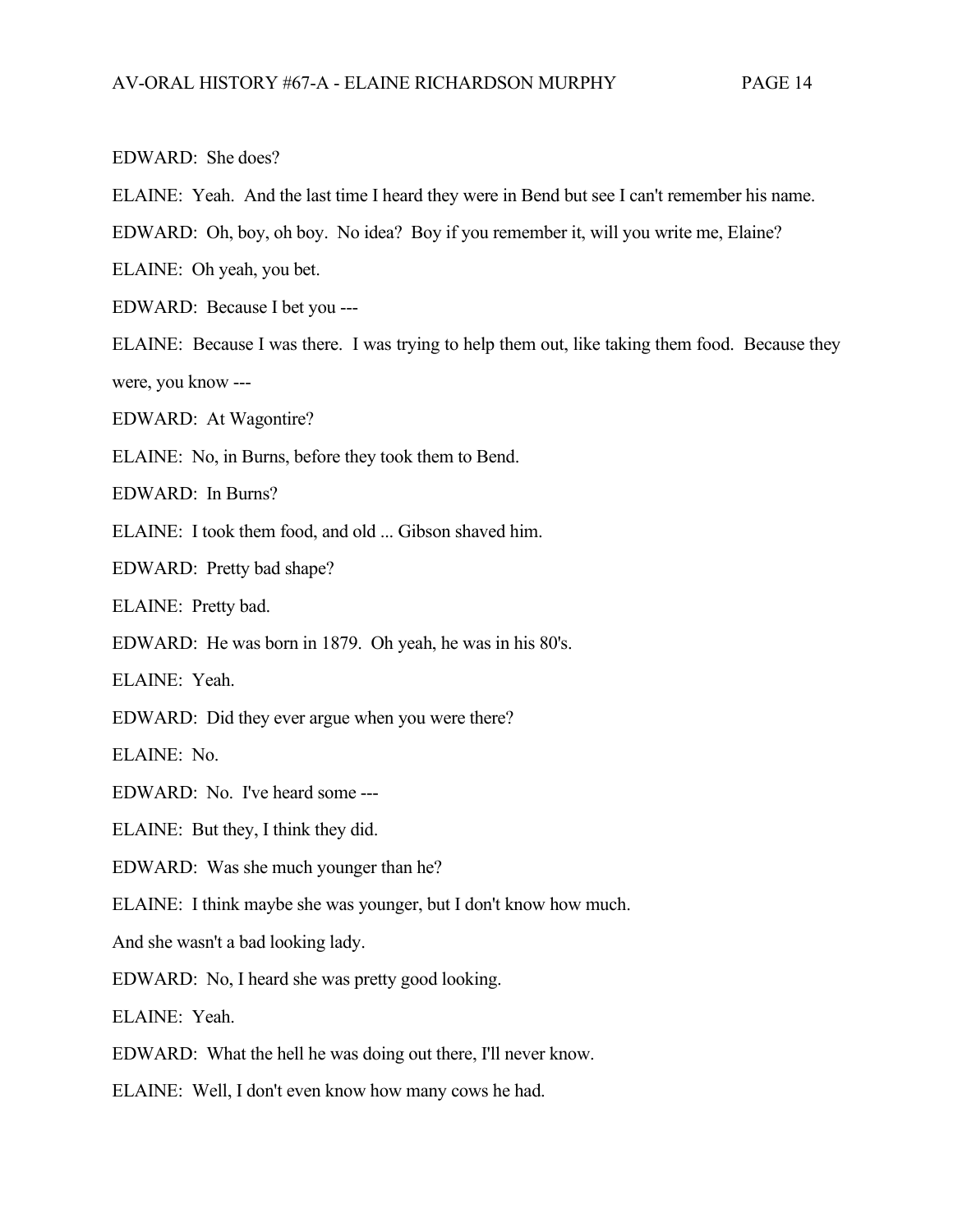EDWARD: She does?

ELAINE: Yeah. And the last time I heard they were in Bend but see I can't remember his name.

EDWARD: Oh, boy, oh boy. No idea? Boy if you remember it, will you write me, Elaine?

ELAINE: Oh yeah, you bet.

EDWARD: Because I bet you ---

ELAINE: Because I was there. I was trying to help them out, like taking them food. Because they were, you know ---

EDWARD: At Wagontire?

ELAINE: No, in Burns, before they took them to Bend.

EDWARD: In Burns?

ELAINE: I took them food, and old ... Gibson shaved him.

EDWARD: Pretty bad shape?

ELAINE: Pretty bad.

EDWARD: He was born in 1879. Oh yeah, he was in his 80's.

ELAINE: Yeah.

EDWARD: Did they ever argue when you were there?

ELAINE: No.

EDWARD: No. I've heard some ---

ELAINE: But they, I think they did.

EDWARD: Was she much younger than he?

ELAINE: I think maybe she was younger, but I don't know how much.
And she wasn't a bad looking lady.

EDWARD: No, I heard she was pretty good looking.

ELAINE: Yeah.

EDWARD: What the hell he was doing out there, I'll never know.

ELAINE: Well, I don't even know how many cows he had.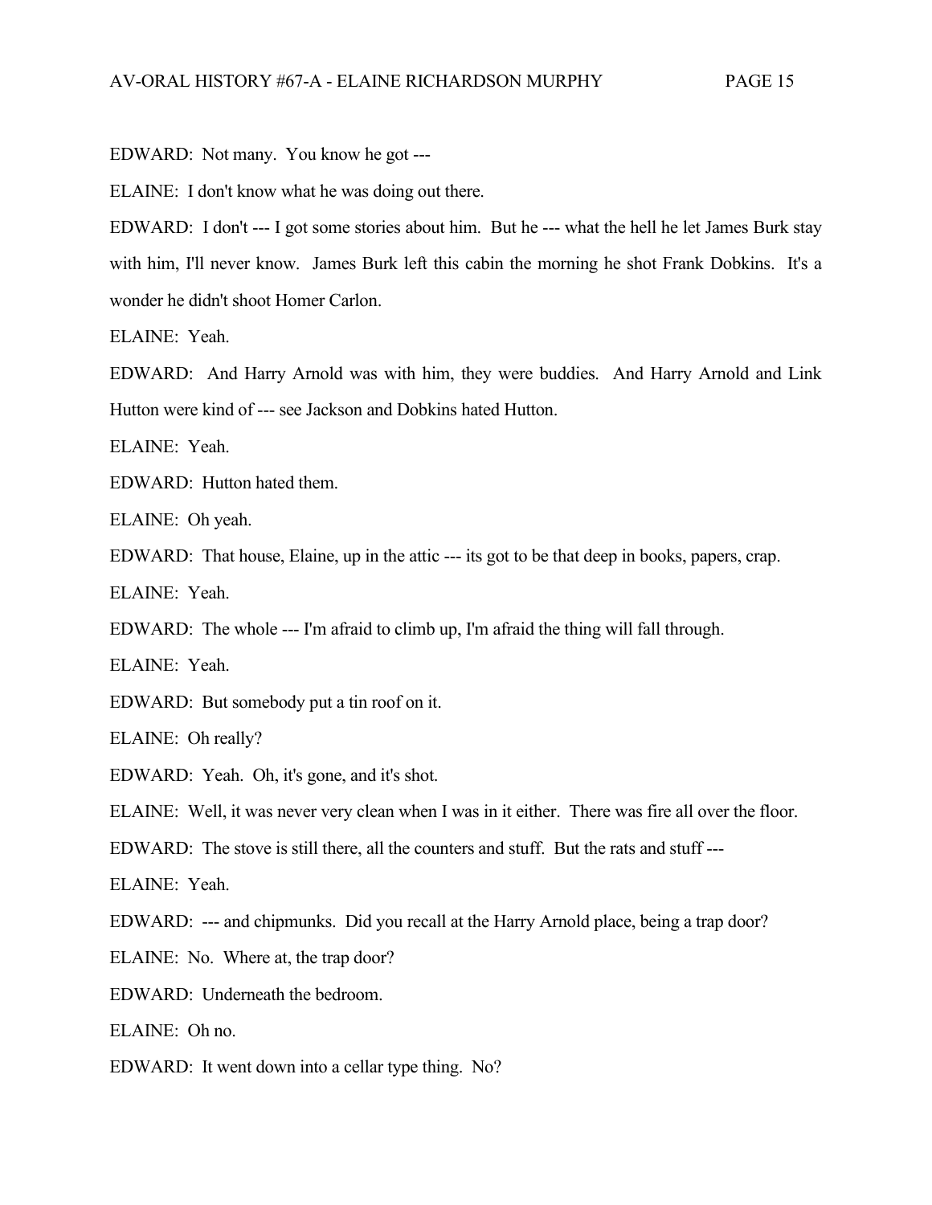EDWARD: Not many. You know he got ---

ELAINE: I don't know what he was doing out there.

EDWARD: I don't --- I got some stories about him. But he --- what the hell he let James Burk stay with him, I'll never know. James Burk left this cabin the morning he shot Frank Dobkins. It's a wonder he didn't shoot Homer Carlon.

ELAINE: Yeah.

EDWARD: And Harry Arnold was with him, they were buddies. And Harry Arnold and Link Hutton were kind of --- see Jackson and Dobkins hated Hutton.

ELAINE: Yeah.

EDWARD: Hutton hated them.

ELAINE: Oh yeah.

EDWARD: That house, Elaine, up in the attic --- its got to be that deep in books, papers, crap.

ELAINE: Yeah.

EDWARD: The whole --- I'm afraid to climb up, I'm afraid the thing will fall through.

ELAINE: Yeah.

EDWARD: But somebody put a tin roof on it.

ELAINE: Oh really?

EDWARD: Yeah. Oh, it's gone, and it's shot.

ELAINE: Well, it was never very clean when I was in it either. There was fire all over the floor.

EDWARD: The stove is still there, all the counters and stuff. But the rats and stuff ---

ELAINE: Yeah.

EDWARD: --- and chipmunks. Did you recall at the Harry Arnold place, being a trap door?

ELAINE: No. Where at, the trap door?

EDWARD: Underneath the bedroom.

ELAINE: Oh no.

EDWARD: It went down into a cellar type thing. No?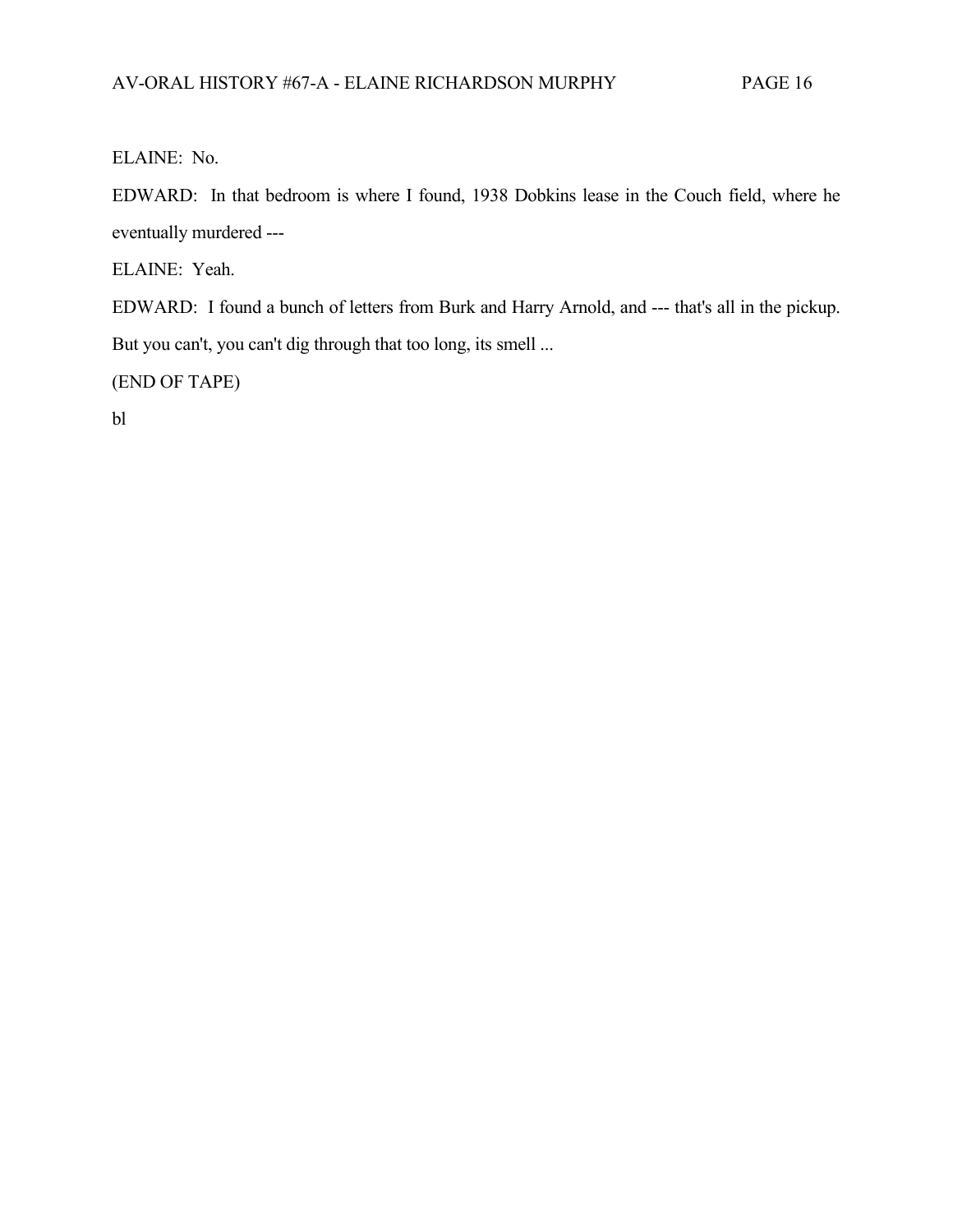ELAINE: No.

EDWARD: In that bedroom is where I found, 1938 Dobkins lease in the Couch field, where he eventually murdered ---

ELAINE: Yeah.

EDWARD: I found a bunch of letters from Burk and Harry Arnold, and --- that's all in the pickup. But you can't, you can't dig through that too long, its smell ...

(END OF TAPE)

bl